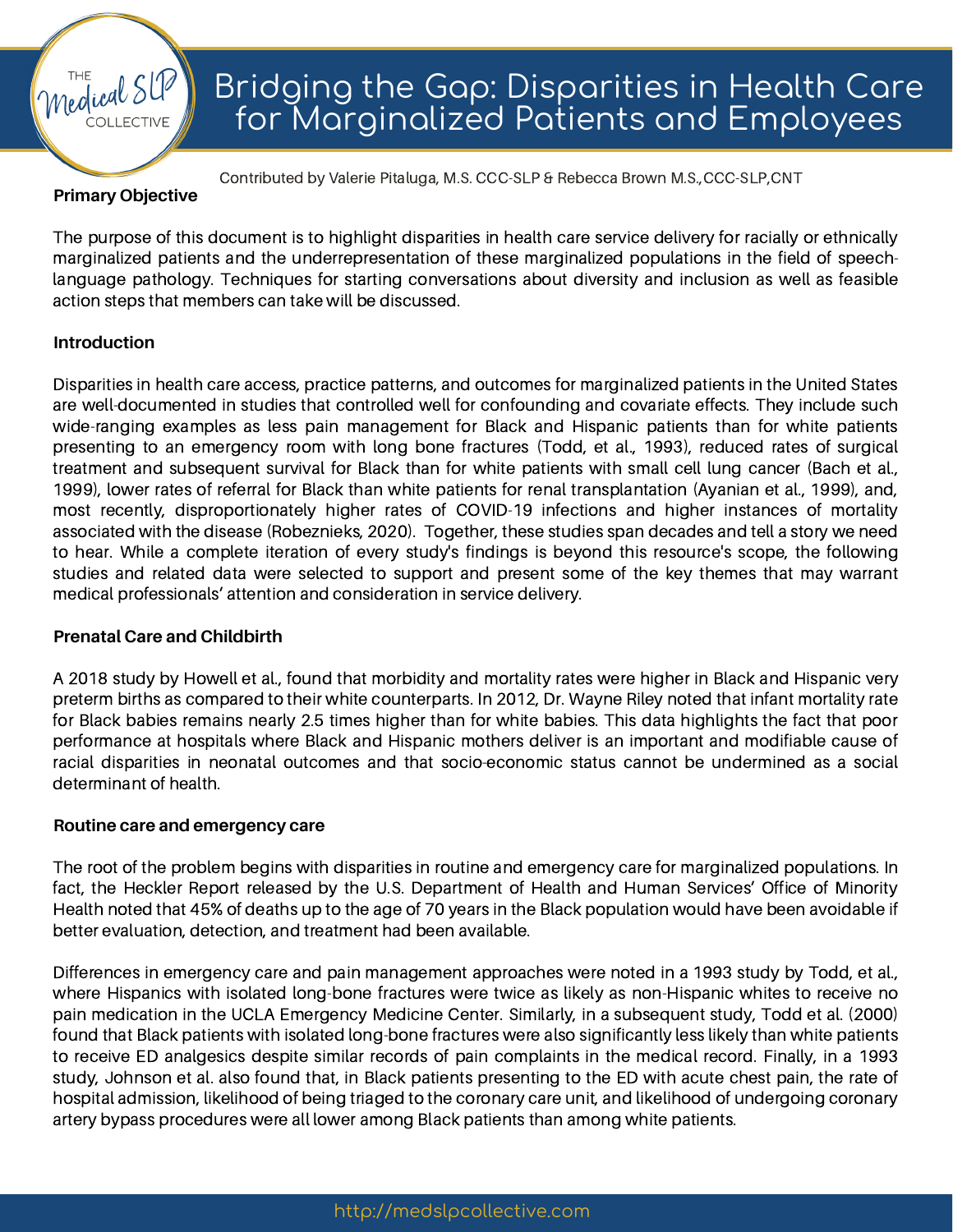# Bridging the Gap: Disparities in Health Care for Marginalized Patients and Employees

Contributed by Valerie Pitaluga, M.S. CCC-SLP & Rebecca Brown M.S.,CCC-SLP,CNT

## Primary Objective

The purpose of this document is to highlight disparities in health care service delivery for racially or ethnically marginalized patients and the underrepresentation of these marginalized populations in the field of speech-language pathology. Techniques for starting conversations about diversity and inclusion as well as feasible action steps that members can take will be discussed.

## Introduction

Disparities in health care access, practice patterns, and outcomes for marginalized patients in the United States are well-documented in studies that controlled well for confounding and covariate effects. They include such wide-ranging examples as less pain management for Black and Hispanic patients than for white patients presenting to an emergency room with long bone fractures (Todd, et al., 1993), reduced rates of surgical treatment and subsequent survival for Black than for white patients with small cell lung cancer (Bach et al., 1999), lower rates of referral for Black than white patients for renal transplantation (Ayanian et al., 1999), and, most recently, disproportionately higher rates of COVID-19 infections and higher instances of mortality associated with the disease (Robeznieks, 2020). Together, these studies span decades and tell a story we need to hear. While a complete iteration of every study's findings is beyond this resource's scope, the following studies and related data were selected to support and present some of the key themes that may warrant medical professionals' attention and consideration in service delivery.

## Prenatal Care and Childbirth

A 2018 study by Howell et al., found that morbidity and mortality rates were higher in Black and Hispanic very preterm births as compared to their white counterparts. In 2012, Dr. Wayne Riley noted that infant mortality rate for Black babies remains nearly 2.5 times higher than for white babies. This data highlights the fact that poor performance at hospitals where Black and Hispanic mothers deliver is an important and modifiable cause of racial disparities in neonatal outcomes and that socio-economic status cannot be undermined as a social determinant of health.

## Routine care and emergency care

The root of the problem begins with disparities in routine and emergency care for marginalized populations. In fact, the Heckler Report released by the U.S. Department of Health and Human Services' Office of Minority Health noted that 45% of deaths up to the age of 70 years in the Black population would have been avoidable if better evaluation, detection, and treatment had been available.

Differences in emergency care and pain management approaches were noted in a 1993 study by Todd, et al., where Hispanics with isolated long-bone fractures were twice as likely as non-Hispanic whites to receive no pain medication in the UCLA Emergency Medicine Center. Similarly, in a subsequent study, Todd et al. (2000) found that Black patients with isolated long-bone fractures were also significantly less likely than white patients to receive ED analgesics despite similar records of pain complaints in the medical record. Finally, in a 1993 study, Johnson et al. also found that, in Black patients presenting to the ED with acute chest pain, the rate of hospital admission, likelihood of being triaged to the coronary care unit, and likelihood of undergoing coronary artery bypass procedures were all lower among Black patients than among white patients.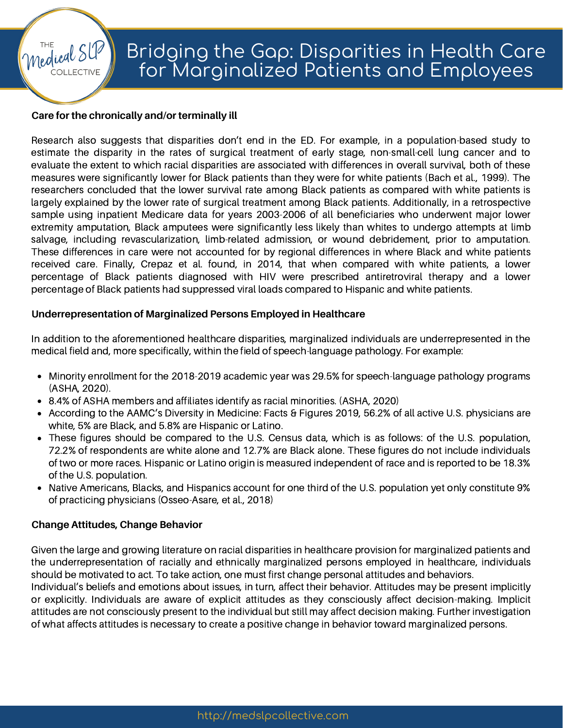### Care for the chronically and/or terminally ill

Research also suggests that disparities don't end in the ED. For example, in a population-based study to estimate the disparity in the rates of surgical treatment of early stage, non-small-cell lung cancer and to evaluate the extent to which racial disparities are associated with differences in overall survival, both of these measures were significantly lower for Black patients than they were for white patients (Bach et al., 1999). The researchers concluded that the lower survival rate among Black patients as compared with white patients is largely explained by the lower rate of surgical treatment among Black patients. Additionally, in a retrospective sample using inpatient Medicare data for years 2003-2006 of all beneficiaries who underwent major lower extremity amputation, Black amputees were significantly less likely than whites to undergo attempts at limb salvage, including revascularization, limb-related admission, or wound debridement, prior to amputation. These differences in care were not accounted for by regional differences in where Black and white patients received care. Finally, Crepaz et al. found, in 2014, that when compared with white patients, a lower percentage of Black patients diagnosed with HIV were prescribed antiretroviral therapy and a lower percentage of Black patients had suppressed viral loads compared to Hispanic and white patients.

### Underrepresentation of Marginalized Persons Employed in Healthcare

In addition to the aforementioned healthcare disparities, marginalized individuals are underrepresented in the medical field and, more specifically, within the field of speech-language pathology. For example:

- Minority enrollment for the 2018-2019 academic year was 29.5% for speech-language pathology programs (ASHA, 2020).
- 8.4% of ASHA members and affiliates identify as racial minorities. (ASHA, 2020)
- According to the AAMC's Diversity in Medicine: Facts & Figures 2019, 56.2% of all active U.S. physicians are white, 5% are Black, and 5.8% are Hispanic or Latino.
- These figures should be compared to the U.S. Census data, which is as follows: of the U.S. population, 72.2% of respondents are white alone and 12.7% are Black alone. These figures do not include individuals of two or more races. Hispanic or Latino origin is measured independent of race and is reported to be 18.3% of the U.S. population.
- Native Americans, Blacks, and Hispanics account for one third of the U.S. population yet only constitute 9% of practicing physicians (Osseo-Asare, et al., 2018)

### Change Attitudes, Change Behavior

Given the large and growing literature on racial disparities in healthcare provision for marginalized patients and the underrepresentation of racially and ethnically marginalized persons employed in healthcare, individuals should be motivated to act. To take action, one must first change personal attitudes and behaviors.

Individual's beliefs and emotions about issues, in turn, affect their behavior. Attitudes may be present implicitly or explicitly. Individuals are aware of explicit attitudes as they consciously affect decision-making. Implicit attitudes are not consciously present to the individual but still may affect decision making. Further investigation of what affects attitudes is necessary to create a positive change in behavior toward marginalized persons.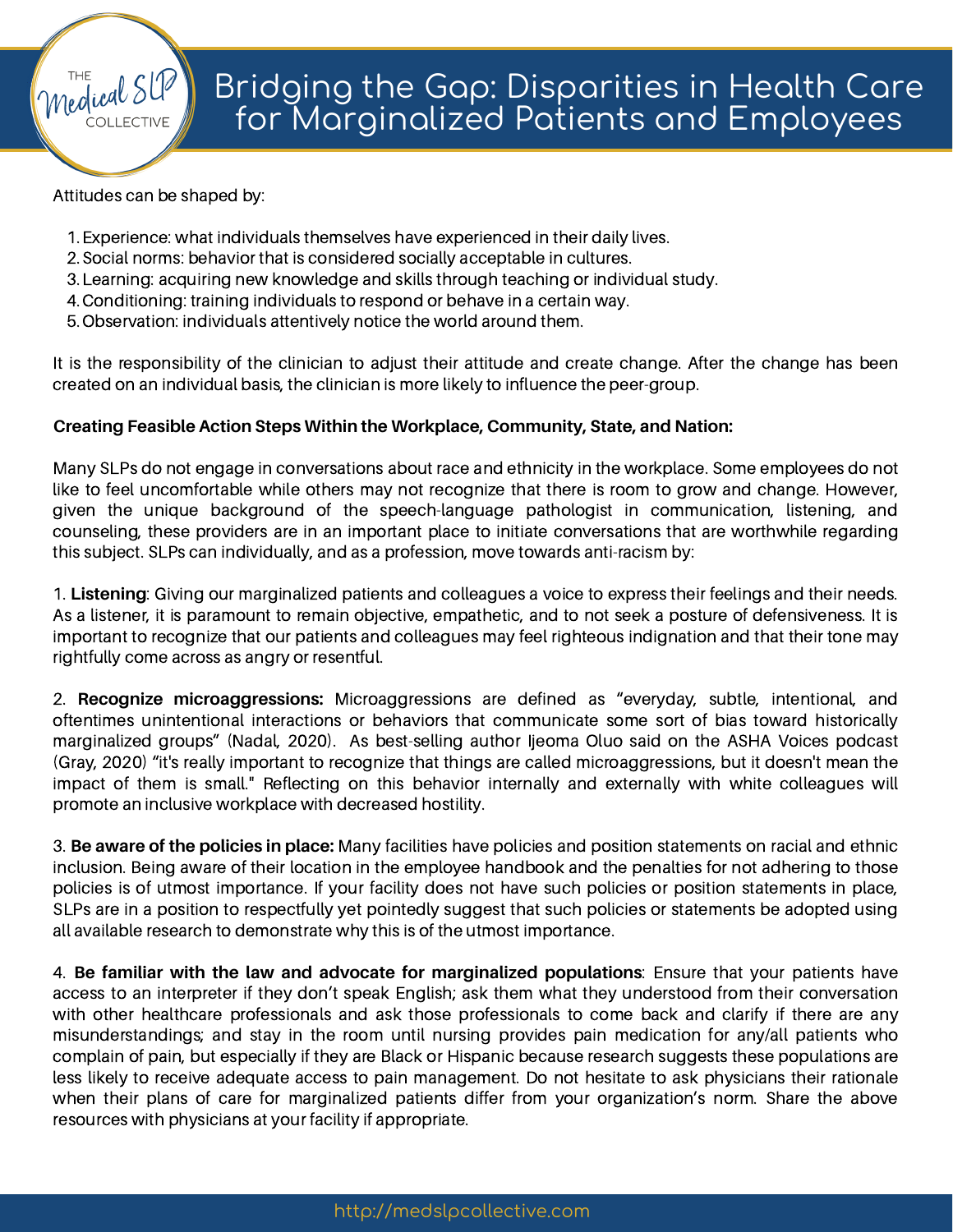Attitudes can be shaped by:

1. Experience: what individuals themselves have experienced in their daily lives.
2. Social norms: behavior that is considered socially acceptable in cultures.
3. Learning: acquiring new knowledge and skills through teaching or individual study.
4. Conditioning: training individuals to respond or behave in a certain way.
5. Observation: individuals attentively notice the world around them.

It is the responsibility of the clinician to adjust their attitude and create change. After the change has been created on an individual basis, the clinician is more likely to influence the peer-group.

**Creating Feasible Action Steps Within the Workplace, Community, State, and Nation:**

Many SLPs do not engage in conversations about race and ethnicity in the workplace. Some employees do not like to feel uncomfortable while others may not recognize that there is room to grow and change. However, given the unique background of the speech-language pathologist in communication, listening, and counseling, these providers are in an important place to initiate conversations that are worthwhile regarding this subject. SLPs can individually, and as a profession, move towards anti-racism by:

1. **Listening**: Giving our marginalized patients and colleagues a voice to express their feelings and their needs. As a listener, it is paramount to remain objective, empathetic, and to not seek a posture of defensiveness. It is important to recognize that our patients and colleagues may feel righteous indignation and that their tone may rightfully come across as angry or resentful.

2. **Recognize microaggressions:** Microaggressions are defined as "everyday, subtle, intentional, and oftentimes unintentional interactions or behaviors that communicate some sort of bias toward historically marginalized groups" (Nadal, 2020). As best-selling author Ijeoma Oluo said on the ASHA Voices podcast (Gray, 2020) "it's really important to recognize that things are called microaggressions, but it doesn't mean the impact of them is small." Reflecting on this behavior internally and externally with white colleagues will promote an inclusive workplace with decreased hostility.

3. **Be aware of the policies in place:** Many facilities have policies and position statements on racial and ethnic inclusion. Being aware of their location in the employee handbook and the penalties for not adhering to those policies is of utmost importance. If your facility does not have such policies or position statements in place, SLPs are in a position to respectfully yet pointedly suggest that such policies or statements be adopted using all available research to demonstrate why this is of the utmost importance.

4. **Be familiar with the law and advocate for marginalized populations**: Ensure that your patients have access to an interpreter if they don't speak English; ask them what they understood from their conversation with other healthcare professionals and ask those professionals to come back and clarify if there are any misunderstandings; and stay in the room until nursing provides pain medication for any/all patients who complain of pain, but especially if they are Black or Hispanic because research suggests these populations are less likely to receive adequate access to pain management. Do not hesitate to ask physicians their rationale when their plans of care for marginalized patients differ from your organization's norm. Share the above resources with physicians at your facility if appropriate.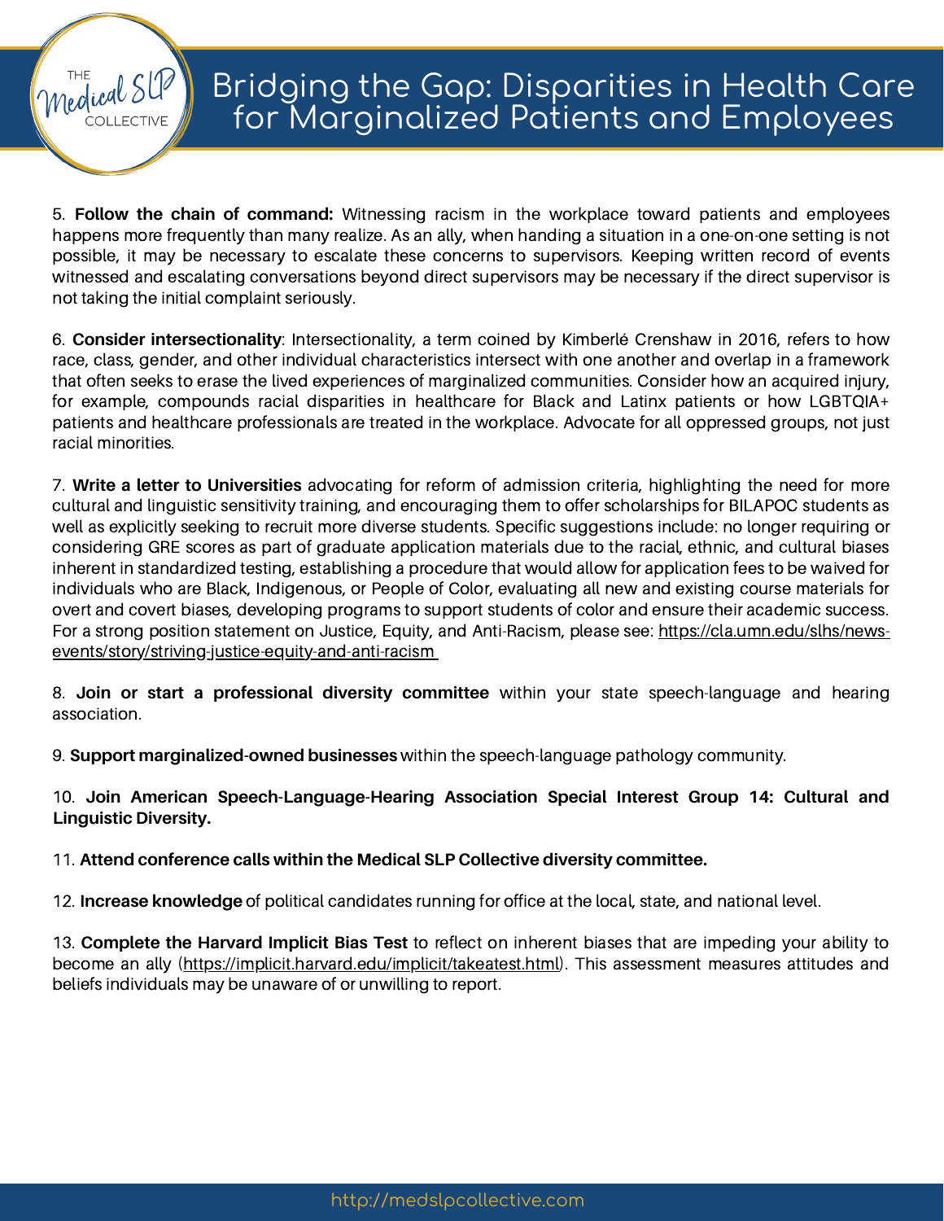5. **Follow the chain of command:** Witnessing racism in the workplace toward patients and employees happens more frequently than many realize. As an ally, when handing a situation in a one-on-one setting is not possible, it may be necessary to escalate these concerns to supervisors. Keeping written record of events witnessed and escalating conversations beyond direct supervisors may be necessary if the direct supervisor is not taking the initial complaint seriously.

6. **Consider intersectionality**: Intersectionality, a term coined by Kimberlé Crenshaw in 2016, refers to how race, class, gender, and other individual characteristics intersect with one another and overlap in a framework that often seeks to erase the lived experiences of marginalized communities. Consider how an acquired injury, for example, compounds racial disparities in healthcare for Black and Latinx patients or how LGBTQIA+ patients and healthcare professionals are treated in the workplace. Advocate for all oppressed groups, not just racial minorities.

7. **Write a letter to Universities** advocating for reform of admission criteria, highlighting the need for more cultural and linguistic sensitivity training, and encouraging them to offer scholarships for BILAPOC students as well as explicitly seeking to recruit more diverse students. Specific suggestions include: no longer requiring or considering GRE scores as part of graduate application materials due to the racial, ethnic, and cultural biases inherent in standardized testing, establishing a procedure that would allow for application fees to be waived for individuals who are Black, Indigenous, or People of Color, evaluating all new and existing course materials for overt and covert biases, developing programs to support students of color and ensure their academic success. For a strong position statement on Justice, Equity, and Anti-Racism, please see: https://cla.umn.edu/slhs/news-events/story/striving-justice-equity-and-anti-racism

8. **Join or start a professional diversity committee** within your state speech-language and hearing association.

9. **Support marginalized-owned businesses** within the speech-language pathology community.

10. **Join American Speech-Language-Hearing Association Special Interest Group 14: Cultural and Linguistic Diversity.**

11. **Attend conference calls within the Medical SLP Collective diversity committee.**

12. **Increase knowledge** of political candidates running for office at the local, state, and national level.

13. **Complete the Harvard Implicit Bias Test** to reflect on inherent biases that are impeding your ability to become an ally (https://implicit.harvard.edu/implicit/takeatest.html). This assessment measures attitudes and beliefs individuals may be unaware of or unwilling to report.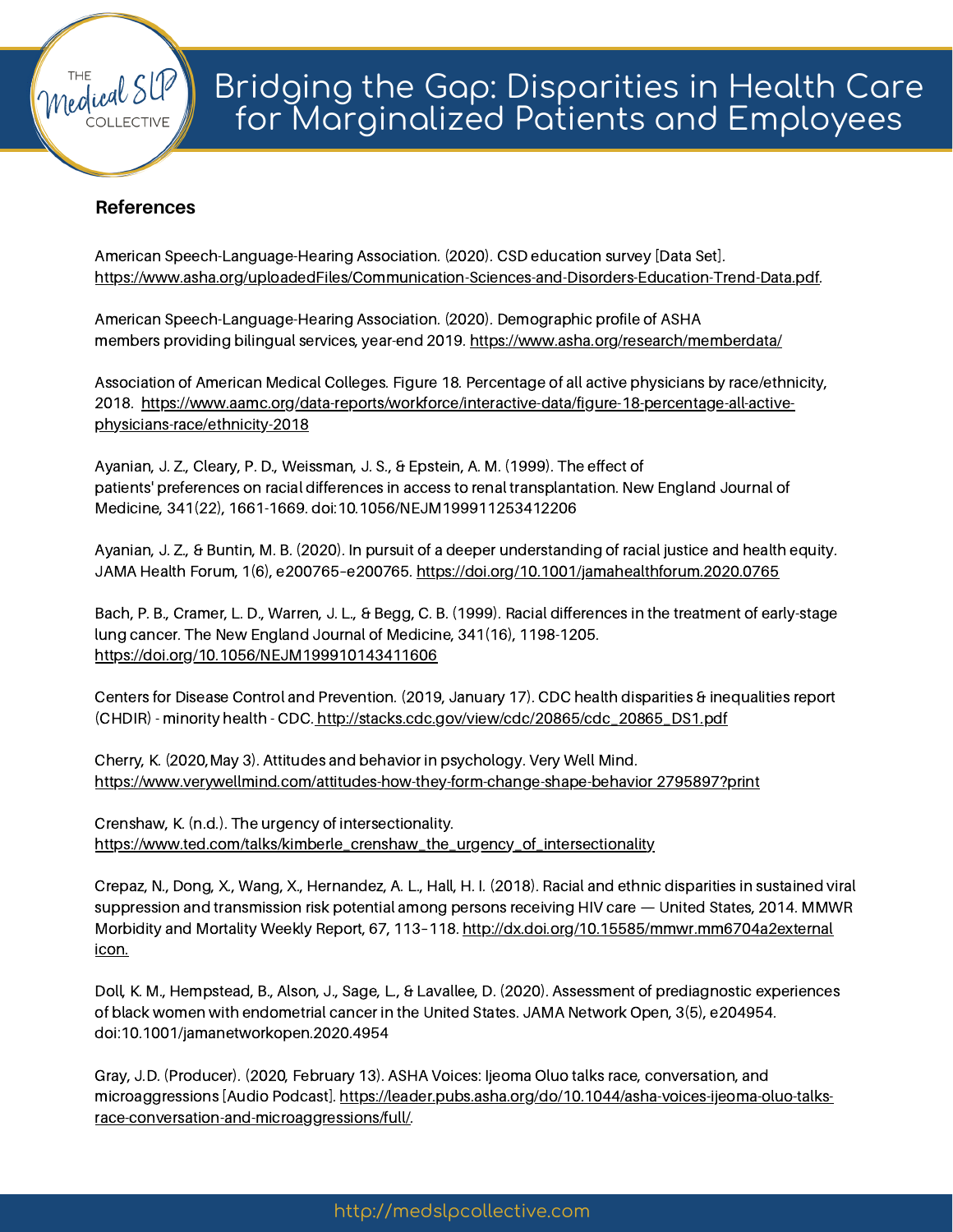### References

American Speech-Language-Hearing Association. (2020). CSD education survey [Data Set]. https://www.asha.org/uploadedFiles/Communication-Sciences-and-Disorders-Education-Trend-Data.pdf.

American Speech-Language-Hearing Association. (2020). Demographic profile of ASHA members providing bilingual services, year-end 2019. https://www.asha.org/research/memberdata/

Association of American Medical Colleges. Figure 18. Percentage of all active physicians by race/ethnicity, 2018. https://www.aamc.org/data-reports/workforce/interactive-data/figure-18-percentage-all-active-physicians-race/ethnicity-2018

Ayanian, J. Z., Cleary, P. D., Weissman, J. S., & Epstein, A. M. (1999). The effect of patients' preferences on racial differences in access to renal transplantation. New England Journal of Medicine, 341(22), 1661-1669. doi:10.1056/NEJM199911253412206

Ayanian, J. Z., & Buntin, M. B. (2020). In pursuit of a deeper understanding of racial justice and health equity. JAMA Health Forum, 1(6), e200765–e200765. https://doi.org/10.1001/jamahealthforum.2020.0765

Bach, P. B., Cramer, L. D., Warren, J. L., & Begg, C. B. (1999). Racial differences in the treatment of early-stage lung cancer. The New England Journal of Medicine, 341(16), 1198-1205. https://doi.org/10.1056/NEJM199910143411606

Centers for Disease Control and Prevention. (2019, January 17). CDC health disparities & inequalities report (CHDIR) - minority health - CDC. http://stacks.cdc.gov/view/cdc/20865/cdc_20865_DS1.pdf

Cherry, K. (2020, May 3). Attitudes and behavior in psychology. Very Well Mind. https://www.verywellmind.com/attitudes-how-they-form-change-shape-behavior 2795897?print

Crenshaw, K. (n.d.). The urgency of intersectionality. https://www.ted.com/talks/kimberle_crenshaw_the_urgency_of_intersectionality

Crepaz, N., Dong, X., Wang, X., Hernandez, A. L., Hall, H. I. (2018). Racial and ethnic disparities in sustained viral suppression and transmission risk potential among persons receiving HIV care — United States, 2014. MMWR Morbidity and Mortality Weekly Report, 67, 113–118. http://dx.doi.org/10.15585/mmwr.mm6704a2external icon.

Doll, K. M., Hempstead, B., Alson, J., Sage, L., & Lavallee, D. (2020). Assessment of prediagnostic experiences of black women with endometrial cancer in the United States. JAMA Network Open, 3(5), e204954. doi:10.1001/jamanetworkopen.2020.4954

Gray, J.D. (Producer). (2020, February 13). ASHA Voices: Ijeoma Oluo talks race, conversation, and microaggressions [Audio Podcast]. https://leader.pubs.asha.org/do/10.1044/asha-voices-ijeoma-oluo-talks-race-conversation-and-microaggressions/full/.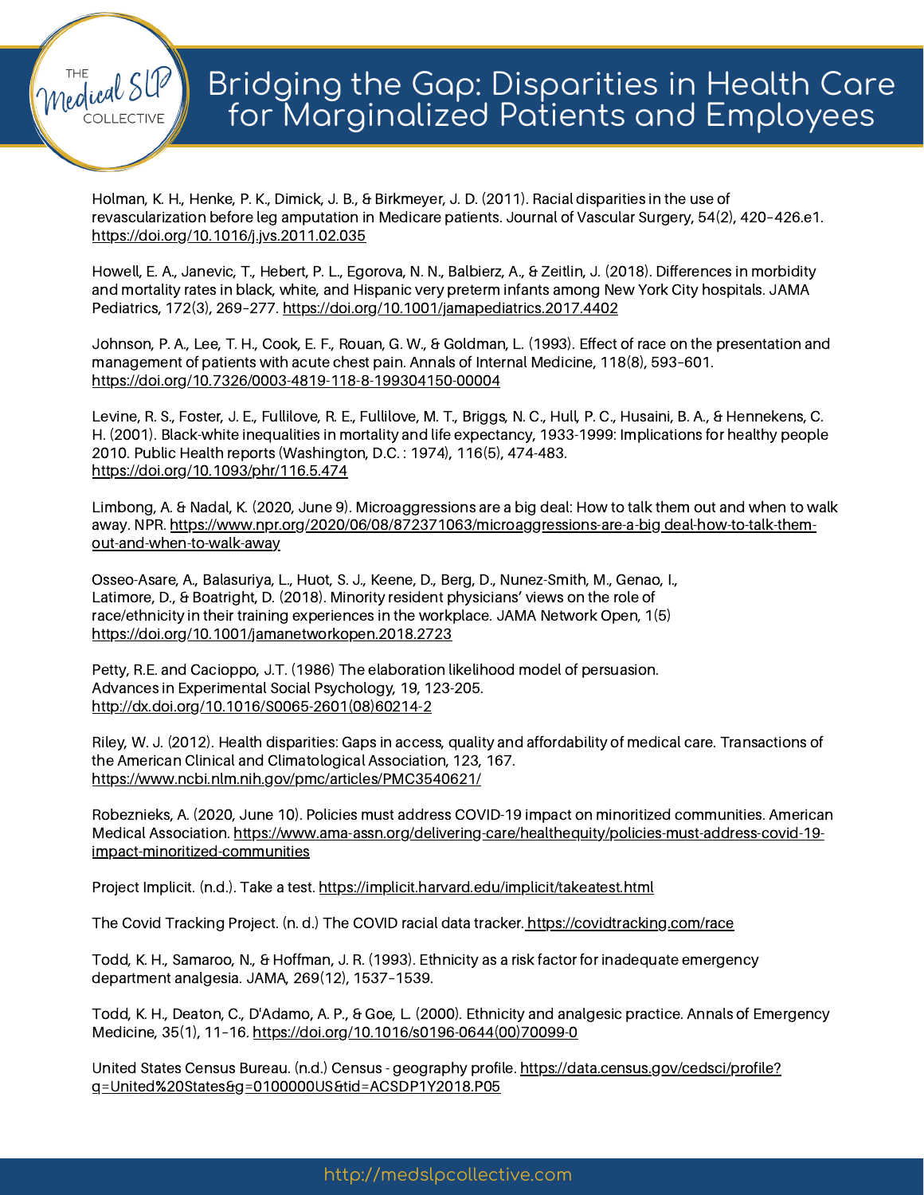Holman, K. H., Henke, P. K., Dimick, J. B., & Birkmeyer, J. D. (2011). Racial disparities in the use of revascularization before leg amputation in Medicare patients. Journal of Vascular Surgery, 54(2), 420–426.e1. https://doi.org/10.1016/j.jvs.2011.02.035

Howell, E. A., Janevic, T., Hebert, P. L., Egorova, N. N., Balbierz, A., & Zeitlin, J. (2018). Differences in morbidity and mortality rates in black, white, and Hispanic very preterm infants among New York City hospitals. JAMA Pediatrics, 172(3), 269–277. https://doi.org/10.1001/jamapediatrics.2017.4402

Johnson, P. A., Lee, T. H., Cook, E. F., Rouan, G. W., & Goldman, L. (1993). Effect of race on the presentation and management of patients with acute chest pain. Annals of Internal Medicine, 118(8), 593–601. https://doi.org/10.7326/0003-4819-118-8-199304150-00004

Levine, R. S., Foster, J. E., Fullilove, R. E., Fullilove, M. T., Briggs, N. C., Hull, P. C., Husaini, B. A., & Hennekens, C. H. (2001). Black-white inequalities in mortality and life expectancy, 1933-1999: Implications for healthy people 2010. Public Health reports (Washington, D.C. : 1974), 116(5), 474-483. https://doi.org/10.1093/phr/116.5.474

Limbong, A. & Nadal, K. (2020, June 9). Microaggressions are a big deal: How to talk them out and when to walk away. NPR. https://www.npr.org/2020/06/08/872371063/microaggressions-are-a-big deal-how-to-talk-them-out-and-when-to-walk-away

Osseo-Asare, A., Balasuriya, L., Huot, S. J., Keene, D., Berg, D., Nunez-Smith, M., Genao, I., Latimore, D., & Boatright, D. (2018). Minority resident physicians' views on the role of race/ethnicity in their training experiences in the workplace. JAMA Network Open, 1(5) https://doi.org/10.1001/jamanetworkopen.2018.2723

Petty, R.E. and Cacioppo, J.T. (1986) The elaboration likelihood model of persuasion. Advances in Experimental Social Psychology, 19, 123-205. http://dx.doi.org/10.1016/S0065-2601(08)60214-2

Riley, W. J. (2012). Health disparities: Gaps in access, quality and affordability of medical care. Transactions of the American Clinical and Climatological Association, 123, 167. https://www.ncbi.nlm.nih.gov/pmc/articles/PMC3540621/

Robeznieks, A. (2020, June 10). Policies must address COVID-19 impact on minoritized communities. American Medical Association. https://www.ama-assn.org/delivering-care/healthequity/policies-must-address-covid-19-impact-minoritized-communities

Project Implicit. (n.d.). Take a test. https://implicit.harvard.edu/implicit/takeatest.html

The Covid Tracking Project. (n. d.) The COVID racial data tracker. https://covidtracking.com/race

Todd, K. H., Samaroo, N., & Hoffman, J. R. (1993). Ethnicity as a risk factor for inadequate emergency department analgesia. JAMA, 269(12), 1537–1539.

Todd, K. H., Deaton, C., D'Adamo, A. P., & Goe, L. (2000). Ethnicity and analgesic practice. Annals of Emergency Medicine, 35(1), 11–16. https://doi.org/10.1016/s0196-0644(00)70099-0

United States Census Bureau. (n.d.) Census - geography profile. https://data.census.gov/cedsci/profile?q=United%20States&g=0100000US&tid=ACSDP1Y2018.P05